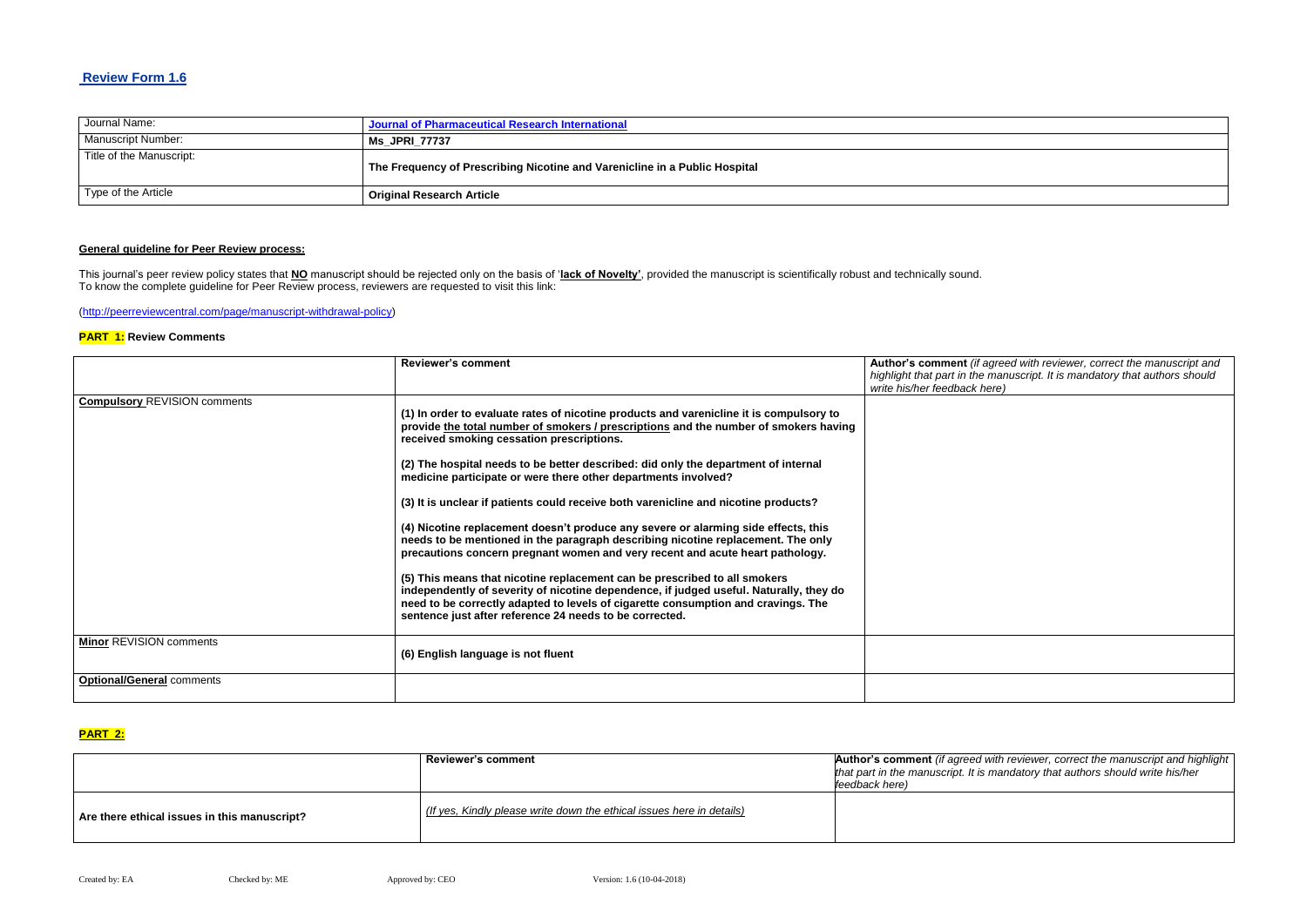## Review Form 1.6

| Journal Name: | Journal of Pharmaceutical Research International |
|---|---|
| Manuscript Number: | **Ms_JPRI_77737** |
| Title of the Manuscript: | **The Frequency of Prescribing Nicotine and Varenicline in a Public Hospital** |
| Type of the Article | **Original Research Article** |

**General guideline for Peer Review process:**

This journal's peer review policy states that **NO** manuscript should be rejected only on the basis of '**lack of Novelty'**, provided the manuscript is scientifically robust and technically sound.
To know the complete guideline for Peer Review process, reviewers are requested to visit this link:

(http://peerreviewcentral.com/page/manuscript-withdrawal-policy)

**PART 1:** **Review Comments**

| | **Reviewer's comment** | **Author's comment** *(if agreed with reviewer, correct the manuscript and highlight that part in the manuscript. It is mandatory that authors should write his/her feedback here)* |
|---|---|---|
| **Compulsory** REVISION comments | **(1) In order to evaluate rates of nicotine products and varenicline it is compulsory to provide the total number of smokers / prescriptions and the number of smokers having received smoking cessation prescriptions.**<br><br>**(2) The hospital needs to be better described: did only the department of internal medicine participate or were there other departments involved?**<br><br>**(3) It is unclear if patients could receive both varenicline and nicotine products?**<br><br>**(4) Nicotine replacement doesn't produce any severe or alarming side effects, this needs to be mentioned in the paragraph describing nicotine replacement. The only precautions concern pregnant women and very recent and acute heart pathology.**<br><br>**(5) This means that nicotine replacement can be prescribed to all smokers independently of severity of nicotine dependence, if judged useful. Naturally, they do need to be correctly adapted to levels of cigarette consumption and cravings. The sentence just after reference 24 needs to be corrected.** | |
| **Minor** REVISION comments | **(6) English language is not fluent** | |
| **Optional/General** comments | | |

**PART 2:**

| | **Reviewer's comment** | **Author's comment** *(if agreed with reviewer, correct the manuscript and highlight that part in the manuscript. It is mandatory that authors should write his/her feedback here)* |
|---|---|---|
| **Are there ethical issues in this manuscript?** | *(If yes, Kindly please write down the ethical issues here in details)* | |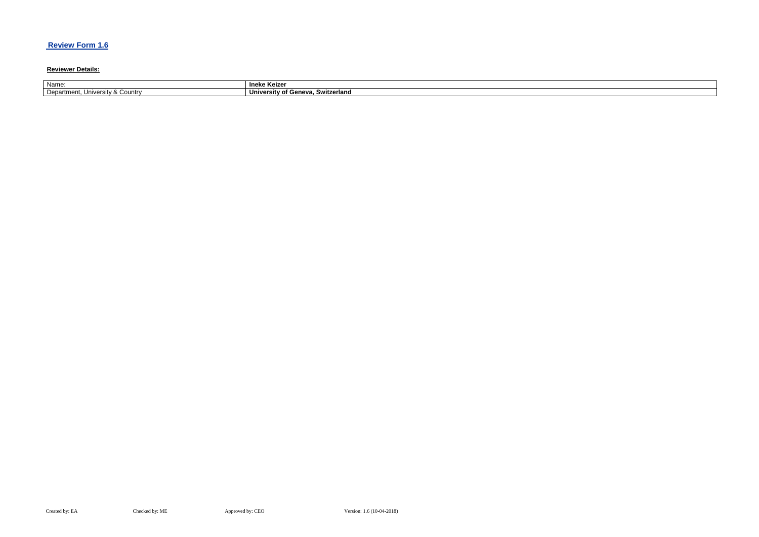## Review Form 1.6

**Reviewer Details:**

| | |
|---|---|
| Name: | **Ineke Keizer** |
| Department, University & Country | **University of Geneva, Switzerland** |

Created by: EA Checked by: ME Approved by: CEO Version: 1.6 (10-04-2018)